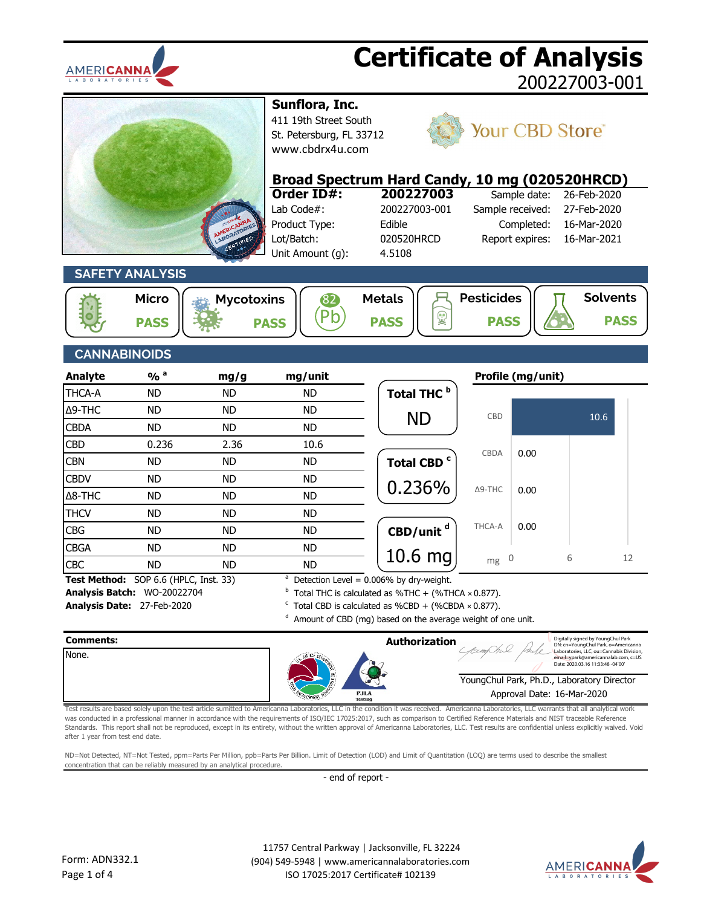# Certificate of Analysis

200227003-001

**Sunflora, Inc.**
411 19th Street South
St. Petersburg, FL 33712
www.cbdrx4u.com

Your CBD Store

## Broad Spectrum Hard Candy, 10 mg (020520HRCD)

| | | | |
|---|---|---|---|
| **Order ID#:** | **200227003** | Sample date: | 26-Feb-2020 |
| Lab Code#: | 200227003-001 | Sample received: | 27-Feb-2020 |
| Product Type: | Edible | Completed: | 16-Mar-2020 |
| Lot/Batch: | 020520HRCD | Report expires: | 16-Mar-2021 |
| Unit Amount (g): | 4.5108 | | |

## SAFETY ANALYSIS

| Micro | Mycotoxins | Metals | Pesticides | Solvents |
|---|---|---|---|---|
| PASS | PASS | PASS | PASS | PASS |

## CANNABINOIDS

| Analyte | % [a] | mg/g | mg/unit |
|---|---|---|---|
| THCA-A | ND | ND | ND |
| Δ9-THC | ND | ND | ND |
| CBDA | ND | ND | ND |
| CBD | 0.236 | 2.36 | 10.6 |
| CBN | ND | ND | ND |
| CBDV | ND | ND | ND |
| Δ8-THC | ND | ND | ND |
| THCV | ND | ND | ND |
| CBG | ND | ND | ND |
| CBGA | ND | ND | ND |
| CBC | ND | ND | ND |

**Total THC [b]:** ND

**Total CBD [c]:** 0.236%

**CBD/unit [d]:** 10.6 mg

**Profile (mg/unit)**

| Analyte | mg |
|---|---|
| CBD | 10.6 |
| CBDA | 0.00 |
| Δ9-THC | 0.00 |
| THCA-A | 0.00 |

**Test Method:** SOP 6.6 (HPLC, Inst. 33)
**Analysis Batch:** WO-20022704
**Analysis Date:** 27-Feb-2020

[a] Detection Level = 0.006% by dry-weight.
[b] Total THC is calculated as %THC + (%THCA × 0.877).
[c] Total CBD is calculated as %CBD + (%CBDA × 0.877).
[d] Amount of CBD (mg) based on the average weight of one unit.

**Comments:**
None.

**Authorization**

Digitally signed by YoungChul Park DN: cn=YoungChul Park, o=Americanna Laboratories, LLC, ou=Cannabis Division, email=ypark@americannalab.com, c=US Date: 2020.03.16 11:33:48 -04'00'

YoungChul Park, Ph.D., Laboratory Director
Approval Date: 16-Mar-2020

Test results are based solely upon the test article sumitted to Americanna Laboratories, LLC in the condition it was received. Americanna Laboratories, LLC warrants that all analytical work was conducted in a professional manner in accordance with the requirements of ISO/IEC 17025:2017, such as comparison to Certified Reference Materials and NIST traceable Reference Standards. This report shall not be reproduced, except in its entirety, without the written approval of Americanna Laboratories, LLC. Test results are confidential unless explicitly waived. Void after 1 year from test end date.

ND=Not Detected, NT=Not Tested, ppm=Parts Per Million, ppb=Parts Per Billion. Limit of Detection (LOD) and Limit of Quantitation (LOQ) are terms used to describe the smallest concentration that can be reliably measured by an analytical procedure.

- end of report -

Form: ADN332.1

11757 Central Parkway | Jacksonville, FL 32224
(904) 549-5948 | www.americannalaboratories.com
ISO 17025:2017 Certificate# 102139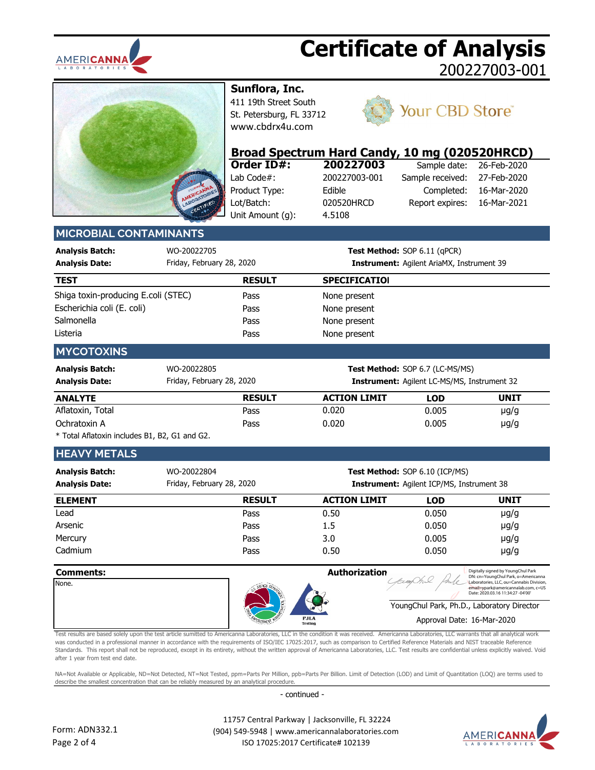# Certificate of Analysis

200227003-001

**Sunflora, Inc.**
411 19th Street South
St. Petersburg, FL 33712
www.cbdrx4u.com

Your CBD Store™

## Broad Spectrum Hard Candy, 10 mg (020520HRCD)

| **Order ID#:** | **200227003** | Sample date: | 26-Feb-2020 |
|---|---|---|---|
| Lab Code#: | 200227003-001 | Sample received: | 27-Feb-2020 |
| Product Type: | Edible | Completed: | 16-Mar-2020 |
| Lot/Batch: | 020520HRCD | Report expires: | 16-Mar-2021 |
| Unit Amount (g): | 4.5108 | | |

## MICROBIAL CONTAMINANTS

**Analysis Batch:** WO-20022705
**Analysis Date:** Friday, February 28, 2020
**Test Method:** SOP 6.11 (qPCR)
**Instrument:** Agilent AriaMX, Instrument 39

| TEST | RESULT | SPECIFICATIOI |
|---|---|---|
| Shiga toxin-producing E.coli (STEC) | Pass | None present |
| Escherichia coli (E. coli) | Pass | None present |
| Salmonella | Pass | None present |
| Listeria | Pass | None present |

## MYCOTOXINS

**Analysis Batch:** WO-20022805
**Analysis Date:** Friday, February 28, 2020
**Test Method:** SOP 6.7 (LC-MS/MS)
**Instrument:** Agilent LC-MS/MS, Instrument 32

| ANALYTE | RESULT | ACTION LIMIT | LOD | UNIT |
|---|---|---|---|---|
| Aflatoxin, Total | Pass | 0.020 | 0.005 | µg/g |
| Ochratoxin A | Pass | 0.020 | 0.005 | µg/g |

* Total Aflatoxin includes B1, B2, G1 and G2.

## HEAVY METALS

**Analysis Batch:** WO-20022804
**Analysis Date:** Friday, February 28, 2020
**Test Method:** SOP 6.10 (ICP/MS)
**Instrument:** Agilent ICP/MS, Instrument 38

| ELEMENT | RESULT | ACTION LIMIT | LOD | UNIT |
|---|---|---|---|---|
| Lead | Pass | 0.50 | 0.050 | µg/g |
| Arsenic | Pass | 1.5 | 0.050 | µg/g |
| Mercury | Pass | 3.0 | 0.005 | µg/g |
| Cadmium | Pass | 0.50 | 0.050 | µg/g |

**Comments:**
None.

**Authorization**

Digitally signed by YoungChul Park
DN: cn=YoungChul Park, o=Americanna Laboratories, LLC, ou=Cannabis Division, email=ypark@americannalab.com, c=US
Date: 2020.03.16 11:34:27 -04'00'

YoungChul Park, Ph.D., Laboratory Director
Approval Date: 16-Mar-2020

Test results are based solely upon the test article sumitted to Americanna Laboratories, LLC in the condition it was received. Americanna Laboratories, LLC warrants that all analytical work was conducted in a professional manner in accordance with the requirements of ISO/IEC 17025:2017, such as comparison to Certified Reference Materials and NIST traceable Reference Standards. This report shall not be reproduced, except in its entirety, without the written approval of Americanna Laboratories, LLC. Test results are confidential unless explicitly waived. Void after 1 year from test end date.

NA=Not Available or Applicable, ND=Not Detected, NT=Not Tested, ppm=Parts Per Million, ppb=Parts Per Billion. Limit of Detection (LOD) and Limit of Quantitation (LOQ) are terms used to describe the smallest concentration that can be reliably measured by an analytical procedure.

- continued -

Form: ADN332.1

11757 Central Parkway | Jacksonville, FL 32224
(904) 549-5948 | www.americannalaboratories.com
ISO 17025:2017 Certificate# 102139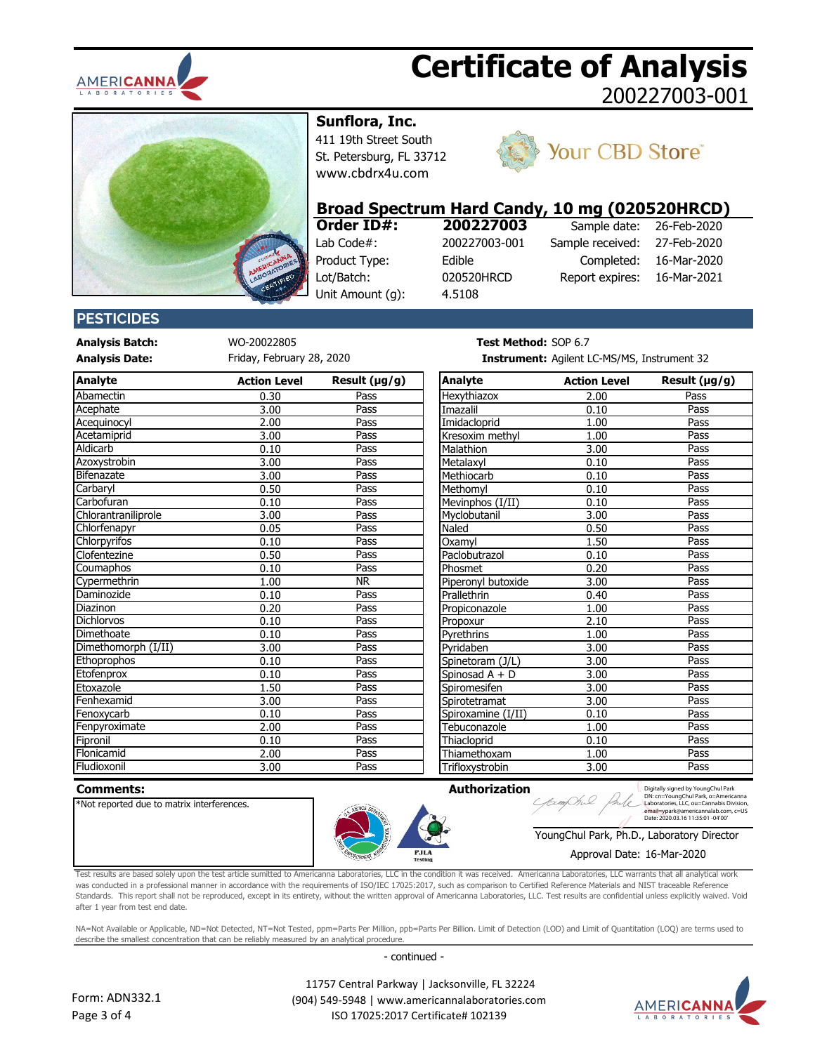# Certificate of Analysis
200227003-001

**Sunflora, Inc.**
411 19th Street South
St. Petersburg, FL 33712
www.cbdrx4u.com

Your CBD Store

## Broad Spectrum Hard Candy, 10 mg (020520HRCD)

| **Order ID#:** | **200227003** | Sample date: | 26-Feb-2020 |
|---|---|---|---|
| Lab Code#: | 200227003-001 | Sample received: | 27-Feb-2020 |
| Product Type: | Edible | Completed: | 16-Mar-2020 |
| Lot/Batch: | 020520HRCD | Report expires: | 16-Mar-2021 |
| Unit Amount (g): | 4.5108 | | |

## PESTICIDES

**Analysis Batch:** WO-20022805
**Analysis Date:** Friday, February 28, 2020
**Test Method:** SOP 6.7
**Instrument:** Agilent LC-MS/MS, Instrument 32

| Analyte | Action Level | Result (µg/g) |
|---|---|---|
| Abamectin | 0.30 | Pass |
| Acephate | 3.00 | Pass |
| Acequinocyl | 2.00 | Pass |
| Acetamiprid | 3.00 | Pass |
| Aldicarb | 0.10 | Pass |
| Azoxystrobin | 3.00 | Pass |
| Bifenazate | 3.00 | Pass |
| Carbaryl | 0.50 | Pass |
| Carbofuran | 0.10 | Pass |
| Chlorantraniliprole | 3.00 | Pass |
| Chlorfenapyr | 0.05 | Pass |
| Chlorpyrifos | 0.10 | Pass |
| Clofentezine | 0.50 | Pass |
| Coumaphos | 0.10 | Pass |
| Cypermethrin | 1.00 | NR |
| Daminozide | 0.10 | Pass |
| Diazinon | 0.20 | Pass |
| Dichlorvos | 0.10 | Pass |
| Dimethoate | 0.10 | Pass |
| Dimethomorph (I/II) | 3.00 | Pass |
| Ethoprophos | 0.10 | Pass |
| Etofenprox | 0.10 | Pass |
| Etoxazole | 1.50 | Pass |
| Fenhexamid | 3.00 | Pass |
| Fenoxycarb | 0.10 | Pass |
| Fenpyroximate | 2.00 | Pass |
| Fipronil | 0.10 | Pass |
| Flonicamid | 2.00 | Pass |
| Fludioxonil | 3.00 | Pass |
| Hexythiazox | 2.00 | Pass |
| Imazalil | 0.10 | Pass |
| Imidacloprid | 1.00 | Pass |
| Kresoxim methyl | 1.00 | Pass |
| Malathion | 3.00 | Pass |
| Metalaxyl | 0.10 | Pass |
| Methiocarb | 0.10 | Pass |
| Methomyl | 0.10 | Pass |
| Mevinphos (I/II) | 0.10 | Pass |
| Myclobutanil | 3.00 | Pass |
| Naled | 0.50 | Pass |
| Oxamyl | 1.50 | Pass |
| Paclobutrazol | 0.10 | Pass |
| Phosmet | 0.20 | Pass |
| Piperonyl butoxide | 3.00 | Pass |
| Prallethrin | 0.40 | Pass |
| Propiconazole | 1.00 | Pass |
| Propoxur | 2.10 | Pass |
| Pyrethrins | 1.00 | Pass |
| Pyridaben | 3.00 | Pass |
| Spinetoram (J/L) | 3.00 | Pass |
| Spinosad A + D | 3.00 | Pass |
| Spiromesifen | 3.00 | Pass |
| Spirotetramat | 3.00 | Pass |
| Spiroxamine (I/II) | 0.10 | Pass |
| Tebuconazole | 1.00 | Pass |
| Thiacloprid | 0.10 | Pass |
| Thiamethoxam | 1.00 | Pass |
| Trifloxystrobin | 3.00 | Pass |

**Comments:**
*Not reported due to matrix interferences.

**Authorization**

Digitally signed by YoungChul Park
DN: cn=YoungChul Park, o=Americanna Laboratories, LLC, ou=Cannabis Division, email=ypark@americannalab.com, c=US
Date: 2020.03.16 11:35:01 -04'00'

YoungChul Park, Ph.D., Laboratory Director
Approval Date: 16-Mar-2020

Test results are based solely upon the test article sumitted to Americanna Laboratories, LLC in the condition it was received. Americanna Laboratories, LLC warrants that all analytical work was conducted in a professional manner in accordance with the requirements of ISO/IEC 17025:2017, such as comparison to Certified Reference Materials and NIST traceable Reference Standards. This report shall not be reproduced, except in its entirety, without the written approval of Americanna Laboratories, LLC. Test results are confidential unless explicitly waived. Void after 1 year from test end date.

NA=Not Available or Applicable, ND=Not Detected, NT=Not Tested, ppm=Parts Per Million, ppb=Parts Per Billion. Limit of Detection (LOD) and Limit of Quantitation (LOQ) are terms used to describe the smallest concentration that can be reliably measured by an analytical procedure.

- continued -

Form: ADN332.1

11757 Central Parkway | Jacksonville, FL 32224
(904) 549-5948 | www.americannalaboratories.com
ISO 17025:2017 Certificate# 102139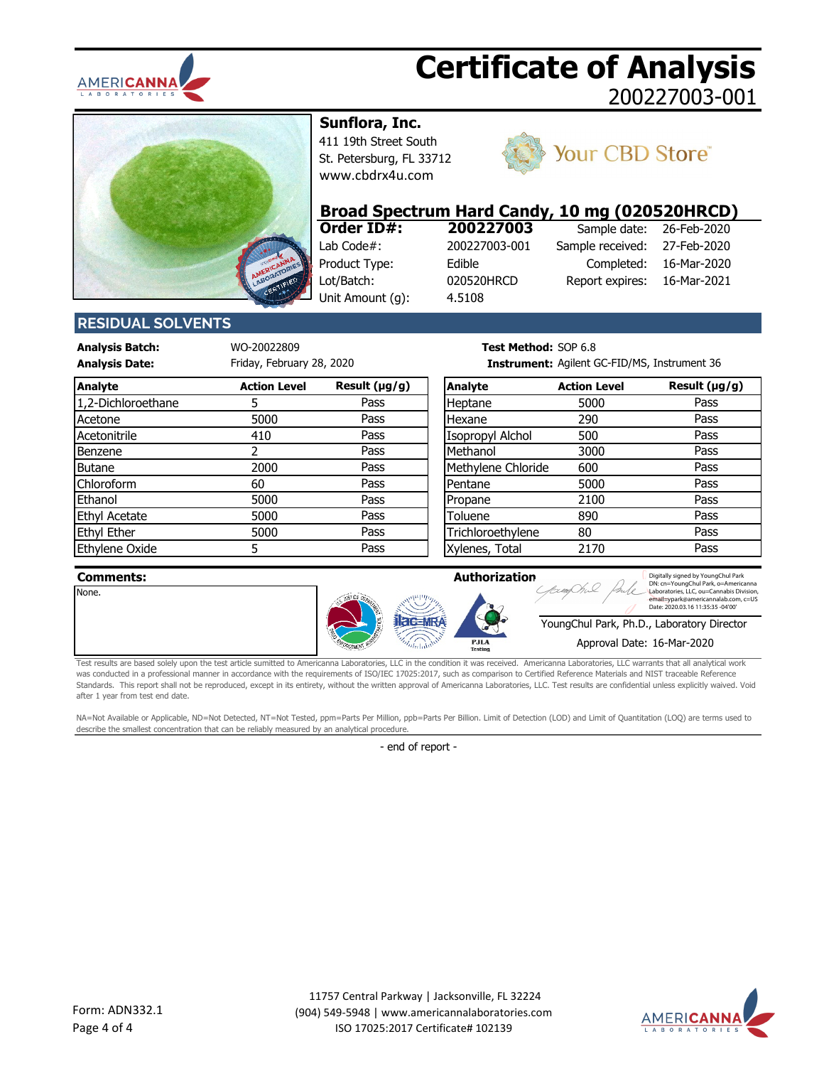# Certificate of Analysis

200227003-001

**Sunflora, Inc.**
411 19th Street South
St. Petersburg, FL 33712
www.cbdrx4u.com

Your CBD Store™

## Broad Spectrum Hard Candy, 10 mg (020520HRCD)

| | | | |
|---|---|---|---|
| **Order ID#:** | **200227003** | Sample date: | 26-Feb-2020 |
| Lab Code#: | 200227003-001 | Sample received: | 27-Feb-2020 |
| Product Type: | Edible | Completed: | 16-Mar-2020 |
| Lot/Batch: | 020520HRCD | Report expires: | 16-Mar-2021 |
| Unit Amount (g): | 4.5108 | | |

## RESIDUAL SOLVENTS

**Analysis Batch:** WO-20022809
**Analysis Date:** Friday, February 28, 2020
**Test Method:** SOP 6.8
**Instrument:** Agilent GC-FID/MS, Instrument 36

| Analyte | Action Level | Result (µg/g) |
|---|---|---|
| 1,2-Dichloroethane | 5 | Pass |
| Acetone | 5000 | Pass |
| Acetonitrile | 410 | Pass |
| Benzene | 2 | Pass |
| Butane | 2000 | Pass |
| Chloroform | 60 | Pass |
| Ethanol | 5000 | Pass |
| Ethyl Acetate | 5000 | Pass |
| Ethyl Ether | 5000 | Pass |
| Ethylene Oxide | 5 | Pass |
| Heptane | 5000 | Pass |
| Hexane | 290 | Pass |
| Isopropyl Alchol | 500 | Pass |
| Methanol | 3000 | Pass |
| Methylene Chloride | 600 | Pass |
| Pentane | 5000 | Pass |
| Propane | 2100 | Pass |
| Toluene | 890 | Pass |
| Trichloroethylene | 80 | Pass |
| Xylenes, Total | 2170 | Pass |

**Comments:**
None.

**Authorization**

Digitally signed by YoungChul Park
DN: cn=YoungChul Park, o=Americanna Laboratories, LLC, ou=Cannabis Division, email=ypark@americannalab.com, c=US
Date: 2020.03.16 11:35:35 -04'00'

YoungChul Park, Ph.D., Laboratory Director
Approval Date: 16-Mar-2020

Test results are based solely upon the test article sumitted to Americanna Laboratories, LLC in the condition it was received. Americanna Laboratories, LLC warrants that all analytical work was conducted in a professional manner in accordance with the requirements of ISO/IEC 17025:2017, such as comparison to Certified Reference Materials and NIST traceable Reference Standards. This report shall not be reproduced, except in its entirety, without the written approval of Americanna Laboratories, LLC. Test results are confidential unless explicitly waived. Void after 1 year from test end date.

NA=Not Available or Applicable, ND=Not Detected, NT=Not Tested, ppm=Parts Per Million, ppb=Parts Per Billion. Limit of Detection (LOD) and Limit of Quantitation (LOQ) are terms used to describe the smallest concentration that can be reliably measured by an analytical procedure.

- end of report -

Form: ADN332.1

11757 Central Parkway | Jacksonville, FL 32224
(904) 549-5948 | www.americannalaboratories.com
ISO 17025:2017 Certificate# 102139